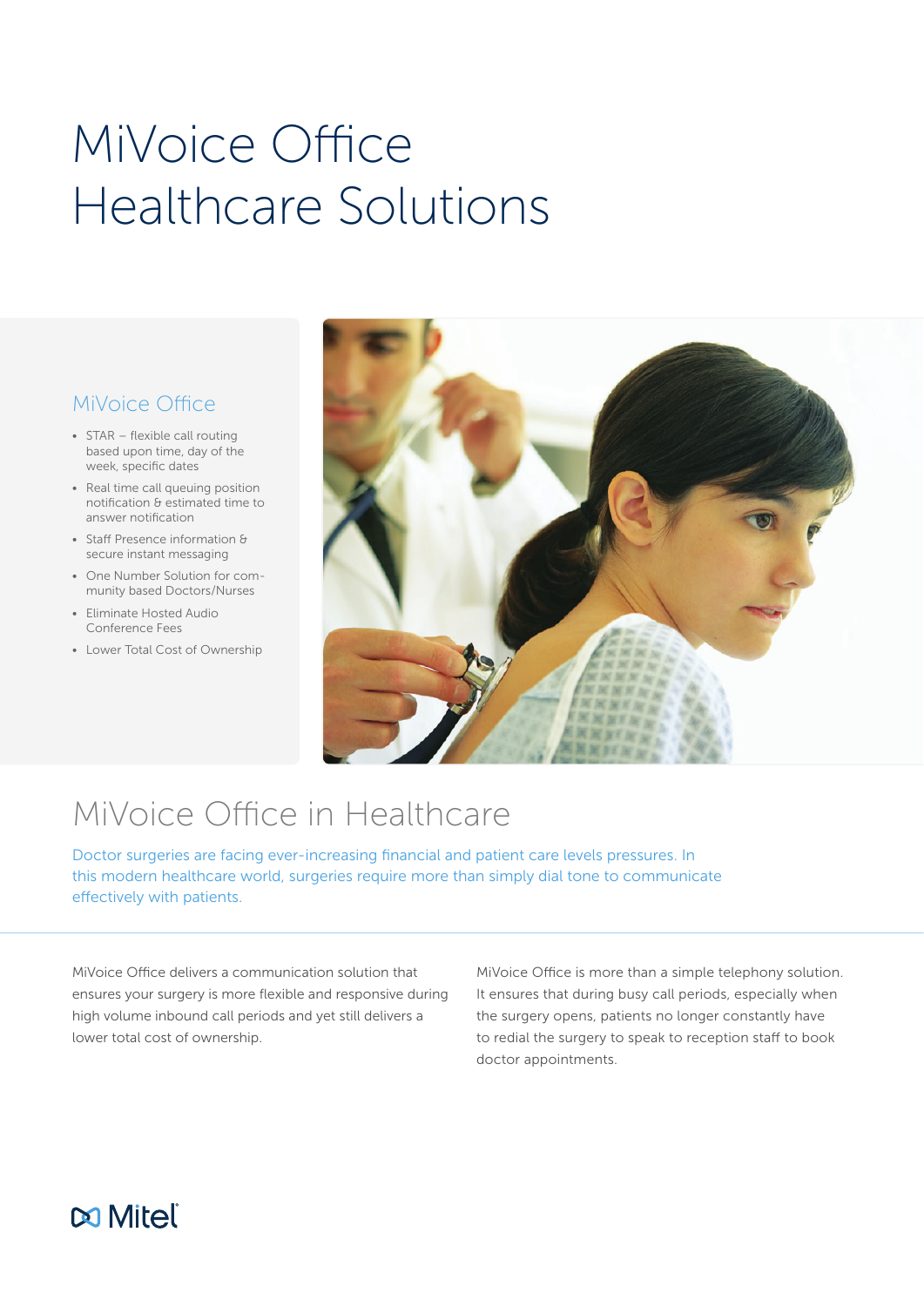# MiVoice Office Healthcare Solutions

## MiVoice Office

- STAR – flexible call routing based upon time, day of the week, specific dates
- Real time call queuing position notification & estimated time to answer notification
- Staff Presence information & secure instant messaging
- One Number Solution for community based Doctors/Nurses
- Eliminate Hosted Audio Conference Fees
- Lower Total Cost of Ownership

## MiVoice Office in Healthcare

Doctor surgeries are facing ever-increasing financial and patient care levels pressures. In this modern healthcare world, surgeries require more than simply dial tone to communicate effectively with patients.

MiVoice Office delivers a communication solution that ensures your surgery is more flexible and responsive during high volume inbound call periods and yet still delivers a lower total cost of ownership.

MiVoice Office is more than a simple telephony solution. It ensures that during busy call periods, especially when the surgery opens, patients no longer constantly have to redial the surgery to speak to reception staff to book doctor appointments.

Mitel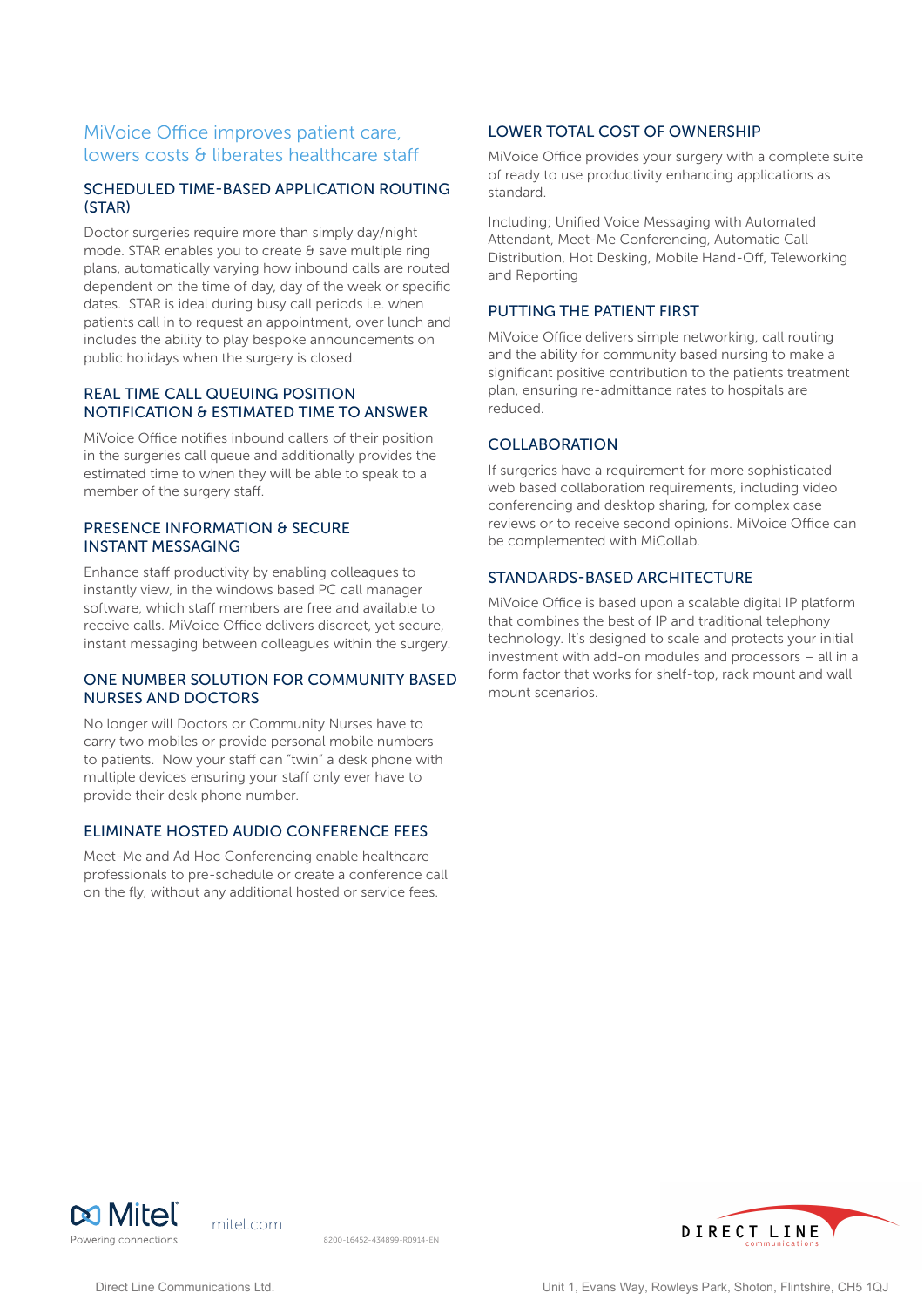## MiVoice Office improves patient care, lowers costs & liberates healthcare staff

### SCHEDULED TIME-BASED APPLICATION ROUTING (STAR)

Doctor surgeries require more than simply day/night mode. STAR enables you to create & save multiple ring plans, automatically varying how inbound calls are routed dependent on the time of day, day of the week or specific dates. STAR is ideal during busy call periods i.e. when patients call in to request an appointment, over lunch and includes the ability to play bespoke announcements on public holidays when the surgery is closed.

### REAL TIME CALL QUEUING POSITION NOTIFICATION & ESTIMATED TIME TO ANSWER

MiVoice Office notifies inbound callers of their position in the surgeries call queue and additionally provides the estimated time to when they will be able to speak to a member of the surgery staff.

### PRESENCE INFORMATION & SECURE INSTANT MESSAGING

Enhance staff productivity by enabling colleagues to instantly view, in the windows based PC call manager software, which staff members are free and available to receive calls. MiVoice Office delivers discreet, yet secure, instant messaging between colleagues within the surgery.

### ONE NUMBER SOLUTION FOR COMMUNITY BASED NURSES AND DOCTORS

No longer will Doctors or Community Nurses have to carry two mobiles or provide personal mobile numbers to patients. Now your staff can "twin" a desk phone with multiple devices ensuring your staff only ever have to provide their desk phone number.

### ELIMINATE HOSTED AUDIO CONFERENCE FEES

Meet-Me and Ad Hoc Conferencing enable healthcare professionals to pre-schedule or create a conference call on the fly, without any additional hosted or service fees.

### LOWER TOTAL COST OF OWNERSHIP

MiVoice Office provides your surgery with a complete suite of ready to use productivity enhancing applications as standard.

Including; Unified Voice Messaging with Automated Attendant, Meet-Me Conferencing, Automatic Call Distribution, Hot Desking, Mobile Hand-Off, Teleworking and Reporting

### PUTTING THE PATIENT FIRST

MiVoice Office delivers simple networking, call routing and the ability for community based nursing to make a significant positive contribution to the patients treatment plan, ensuring re-admittance rates to hospitals are reduced.

### COLLABORATION

If surgeries have a requirement for more sophisticated web based collaboration requirements, including video conferencing and desktop sharing, for complex case reviews or to receive second opinions. MiVoice Office can be complemented with MiCollab.

### STANDARDS-BASED ARCHITECTURE

MiVoice Office is based upon a scalable digital IP platform that combines the best of IP and traditional telephony technology. It's designed to scale and protects your initial investment with add-on modules and processors – all in a form factor that works for shelf-top, rack mount and wall mount scenarios.

Mitel Powering connections | mitel.com

8200-16452-434899-R0914-EN

DIRECT LINE communications

Direct Line Communications Ltd.

Unit 1, Evans Way, Rowleys Park, Shoton, Flintshire, CH5 1QJ